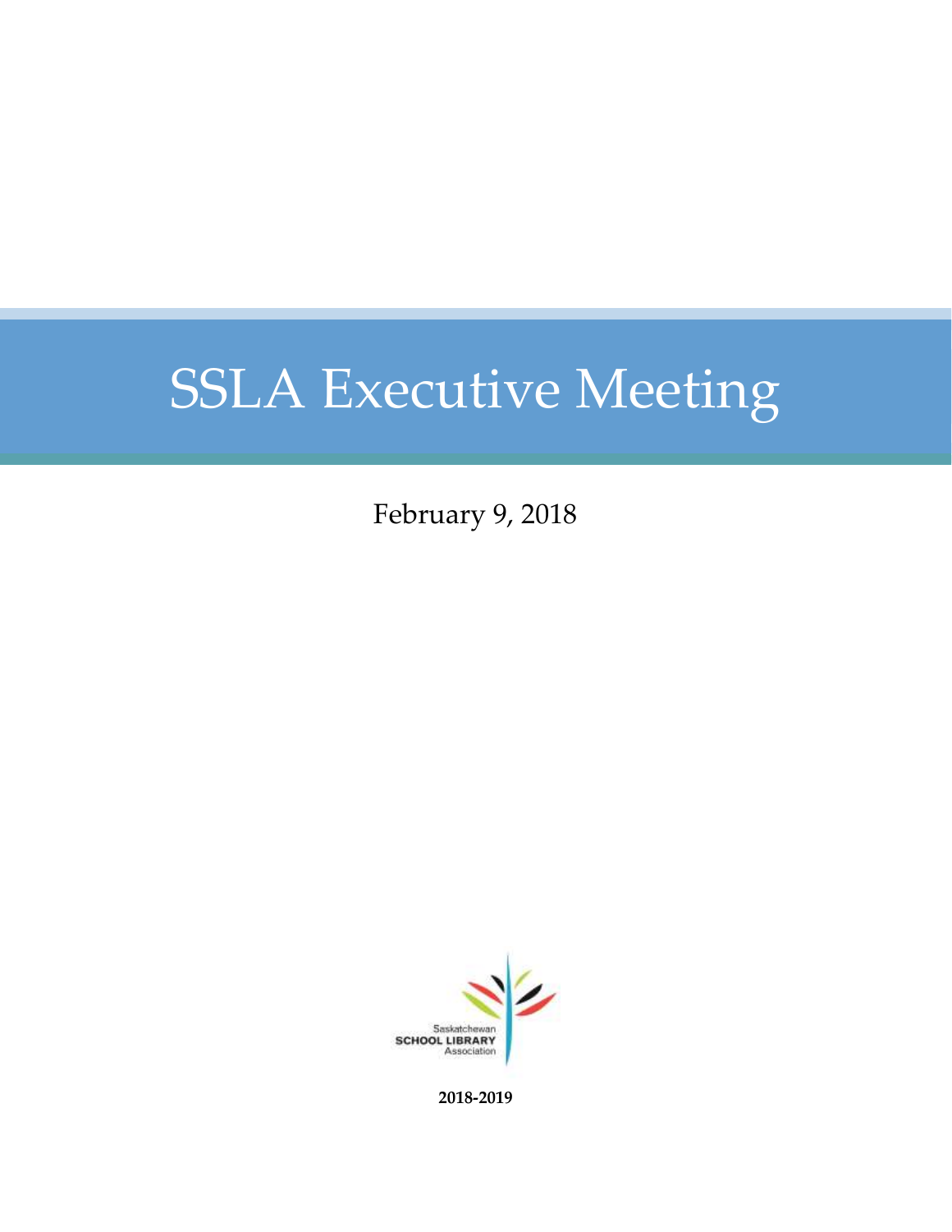# SSLA Executive Meeting

February 9, 2018

Saskatchewan
SCHOOL LIBRARY
Association

**2018-2019**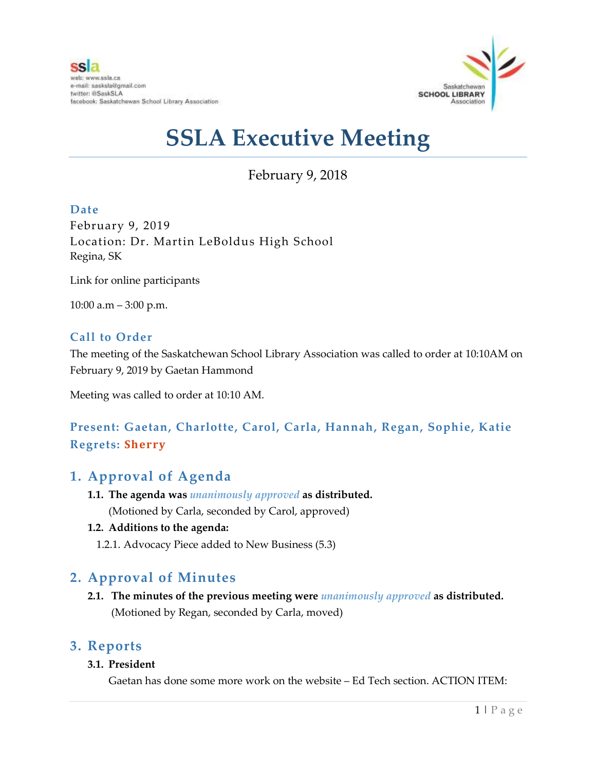ssla
web: www.ssla.ca
e-mail: sasksla@gmail.com
twitter: @SaskSLA
facebook: Saskatchewan School Library Association

Saskatchewan SCHOOL LIBRARY Association

# SSLA Executive Meeting

February 9, 2018

### Date

February 9, 2019
Location: Dr. Martin LeBoldus High School
Regina, SK

Link for online participants

10:00 a.m – 3:00 p.m.

### Call to Order

The meeting of the Saskatchewan School Library Association was called to order at 10:10AM on February 9, 2019 by Gaetan Hammond

Meeting was called to order at 10:10 AM.

### Present: Gaetan, Charlotte, Carol, Carla, Hannah, Regan, Sophie, Katie
### Regets: Sherry

## 1. Approval of Agenda

**1.1. The agenda was *unanimously approved* as distributed.**
(Motioned by Carla, seconded by Carol, approved)

**1.2. Additions to the agenda:**

1.2.1. Advocacy Piece added to New Business (5.3)

## 2. Approval of Minutes

**2.1. The minutes of the previous meeting were *unanimously approved* as distributed.**
(Motioned by Regan, seconded by Carla, moved)

## 3. Reports

**3.1. President**

Gaetan has done some more work on the website – Ed Tech section. ACTION ITEM: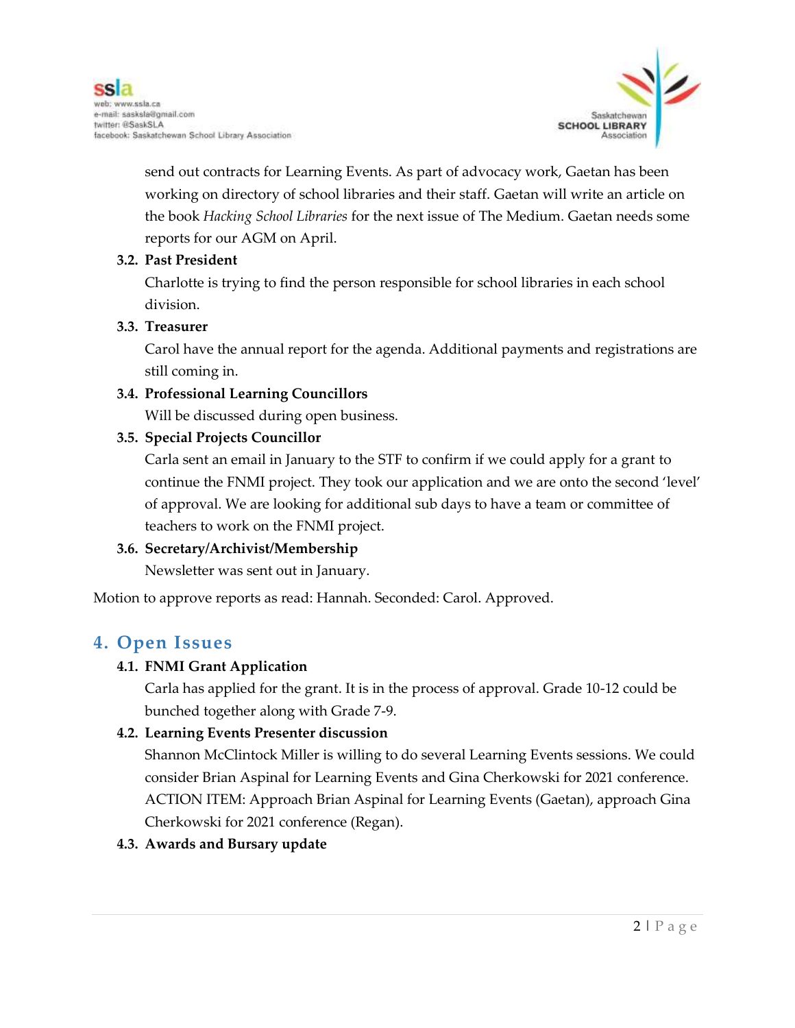send out contracts for Learning Events. As part of advocacy work, Gaetan has been working on directory of school libraries and their staff. Gaetan will write an article on the book *Hacking School Libraries* for the next issue of The Medium. Gaetan needs some reports for our AGM on April.

### 3.2. Past President

Charlotte is trying to find the person responsible for school libraries in each school division.

### 3.3. Treasurer

Carol have the annual report for the agenda. Additional payments and registrations are still coming in.

### 3.4. Professional Learning Councillors

Will be discussed during open business.

### 3.5. Special Projects Councillor

Carla sent an email in January to the STF to confirm if we could apply for a grant to continue the FNMI project. They took our application and we are onto the second 'level' of approval. We are looking for additional sub days to have a team or committee of teachers to work on the FNMI project.

### 3.6. Secretary/Archivist/Membership

Newsletter was sent out in January.

Motion to approve reports as read: Hannah. Seconded: Carol. Approved.

## 4. Open Issues

### 4.1. FNMI Grant Application

Carla has applied for the grant. It is in the process of approval. Grade 10-12 could be bunched together along with Grade 7-9.

### 4.2. Learning Events Presenter discussion

Shannon McClintock Miller is willing to do several Learning Events sessions. We could consider Brian Aspinal for Learning Events and Gina Cherkowski for 2021 conference. ACTION ITEM: Approach Brian Aspinal for Learning Events (Gaetan), approach Gina Cherkowski for 2021 conference (Regan).

### 4.3. Awards and Bursary update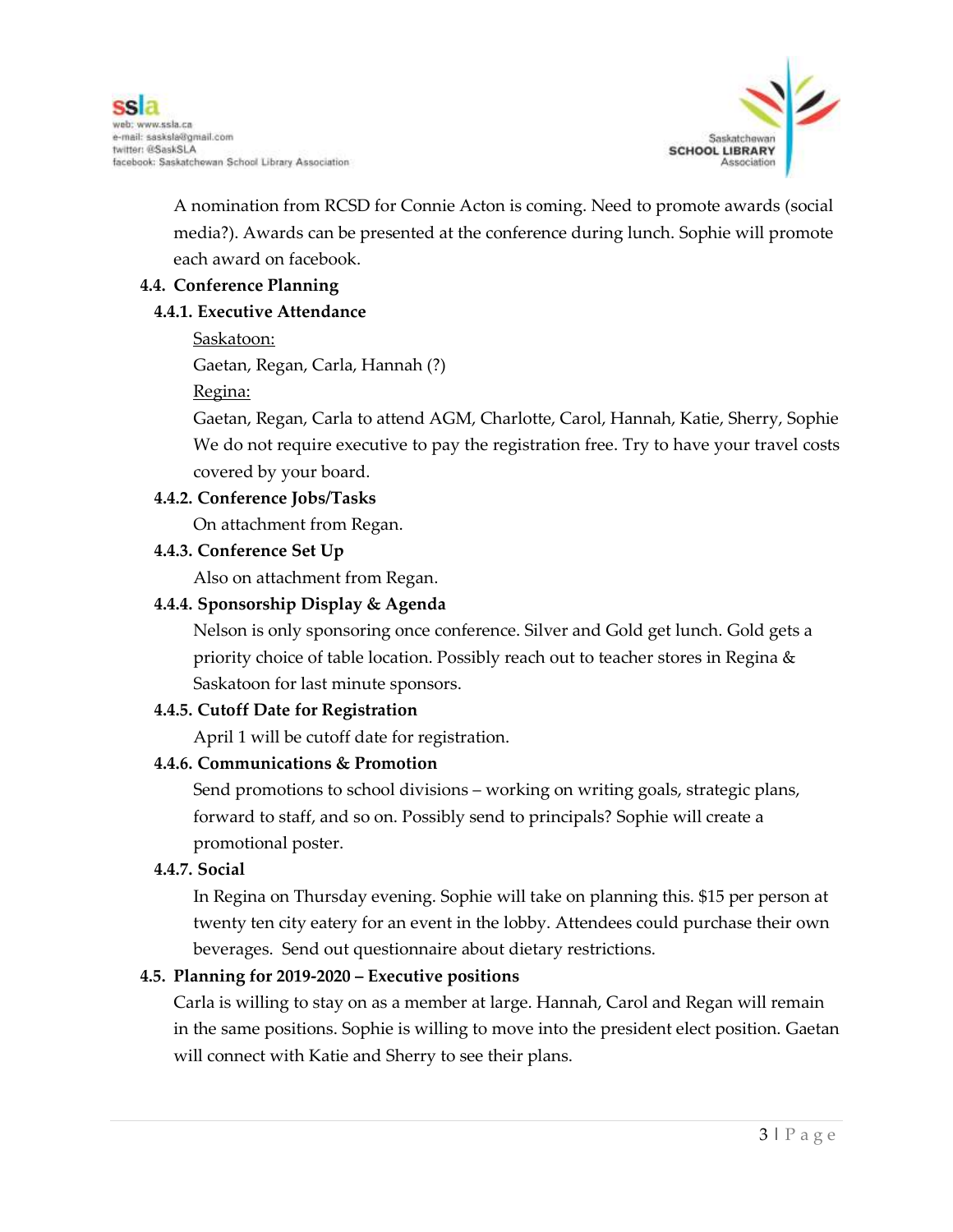A nomination from RCSD for Connie Acton is coming. Need to promote awards (social media?). Awards can be presented at the conference during lunch. Sophie will promote each award on facebook.

**4.4. Conference Planning**

**4.4.1. Executive Attendance**

Saskatoon:

Gaetan, Regan, Carla, Hannah (?)

Regina:

Gaetan, Regan, Carla to attend AGM, Charlotte, Carol, Hannah, Katie, Sherry, Sophie

We do not require executive to pay the registration free. Try to have your travel costs covered by your board.

**4.4.2. Conference Jobs/Tasks**

On attachment from Regan.

**4.4.3. Conference Set Up**

Also on attachment from Regan.

**4.4.4. Sponsorship Display & Agenda**

Nelson is only sponsoring once conference. Silver and Gold get lunch. Gold gets a priority choice of table location. Possibly reach out to teacher stores in Regina & Saskatoon for last minute sponsors.

**4.4.5. Cutoff Date for Registration**

April 1 will be cutoff date for registration.

**4.4.6. Communications & Promotion**

Send promotions to school divisions – working on writing goals, strategic plans, forward to staff, and so on. Possibly send to principals? Sophie will create a promotional poster.

**4.4.7. Social**

In Regina on Thursday evening. Sophie will take on planning this. $15 per person at twenty ten city eatery for an event in the lobby. Attendees could purchase their own beverages. Send out questionnaire about dietary restrictions.

**4.5. Planning for 2019-2020 – Executive positions**

Carla is willing to stay on as a member at large. Hannah, Carol and Regan will remain in the same positions. Sophie is willing to move into the president elect position. Gaetan will connect with Katie and Sherry to see their plans.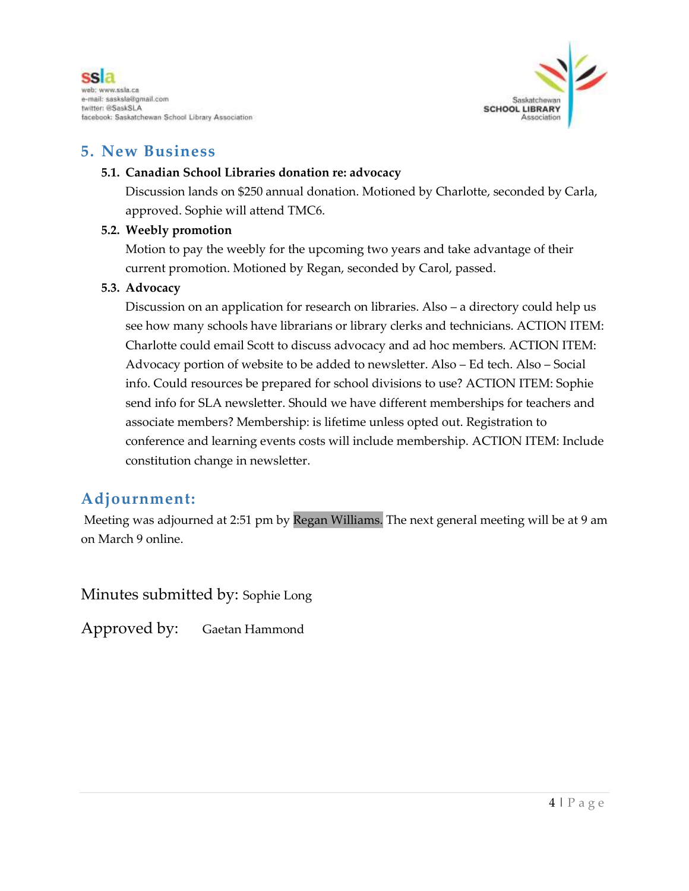## 5. New Business

### 5.1. Canadian School Libraries donation re: advocacy

Discussion lands on $250 annual donation. Motioned by Charlotte, seconded by Carla, approved. Sophie will attend TMC6.

### 5.2. Weebly promotion

Motion to pay the weebly for the upcoming two years and take advantage of their current promotion. Motioned by Regan, seconded by Carol, passed.

### 5.3. Advocacy

Discussion on an application for research on libraries. Also – a directory could help us see how many schools have librarians or library clerks and technicians. ACTION ITEM: Charlotte could email Scott to discuss advocacy and ad hoc members. ACTION ITEM: Advocacy portion of website to be added to newsletter. Also – Ed tech. Also – Social info. Could resources be prepared for school divisions to use? ACTION ITEM: Sophie send info for SLA newsletter. Should we have different memberships for teachers and associate members? Membership: is lifetime unless opted out. Registration to conference and learning events costs will include membership. ACTION ITEM: Include constitution change in newsletter.

## Adjournment:

Meeting was adjourned at 2:51 pm by Regan Williams. The next general meeting will be at 9 am on March 9 online.

Minutes submitted by: Sophie Long

Approved by: Gaetan Hammond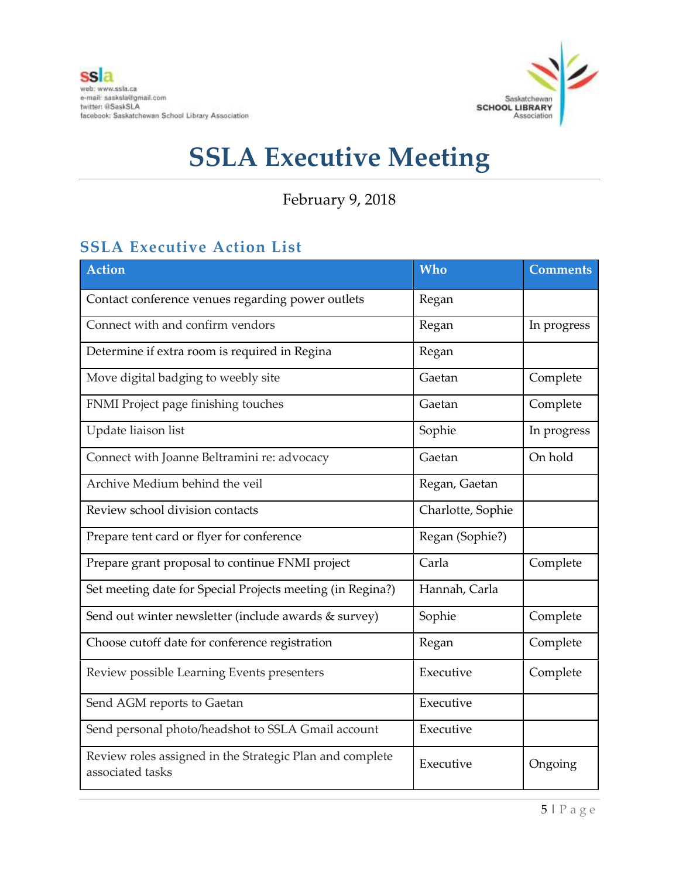ssla
web: www.ssla.ca
e-mail: sasksla@gmail.com
twitter: @SaskSLA
facebook: Saskatchewan School Library Association

Saskatchewan SCHOOL LIBRARY Association

# SSLA Executive Meeting

February 9, 2018

## SSLA Executive Action List

| Action | Who | Comments |
|---|---|---|
| Contact conference venues regarding power outlets | Regan | |
| Connect with and confirm vendors | Regan | In progress |
| Determine if extra room is required in Regina | Regan | |
| Move digital badging to weebly site | Gaetan | Complete |
| FNMI Project page finishing touches | Gaetan | Complete |
| Update liaison list | Sophie | In progress |
| Connect with Joanne Beltramini re: advocacy | Gaetan | On hold |
| Archive Medium behind the veil | Regan, Gaetan | |
| Review school division contacts | Charlotte, Sophie | |
| Prepare tent card or flyer for conference | Regan (Sophie?) | |
| Prepare grant proposal to continue FNMI project | Carla | Complete |
| Set meeting date for Special Projects meeting (in Regina?) | Hannah, Carla | |
| Send out winter newsletter (include awards & survey) | Sophie | Complete |
| Choose cutoff date for conference registration | Regan | Complete |
| Review possible Learning Events presenters | Executive | Complete |
| Send AGM reports to Gaetan | Executive | |
| Send personal photo/headshot to SSLA Gmail account | Executive | |
| Review roles assigned in the Strategic Plan and complete associated tasks | Executive | Ongoing |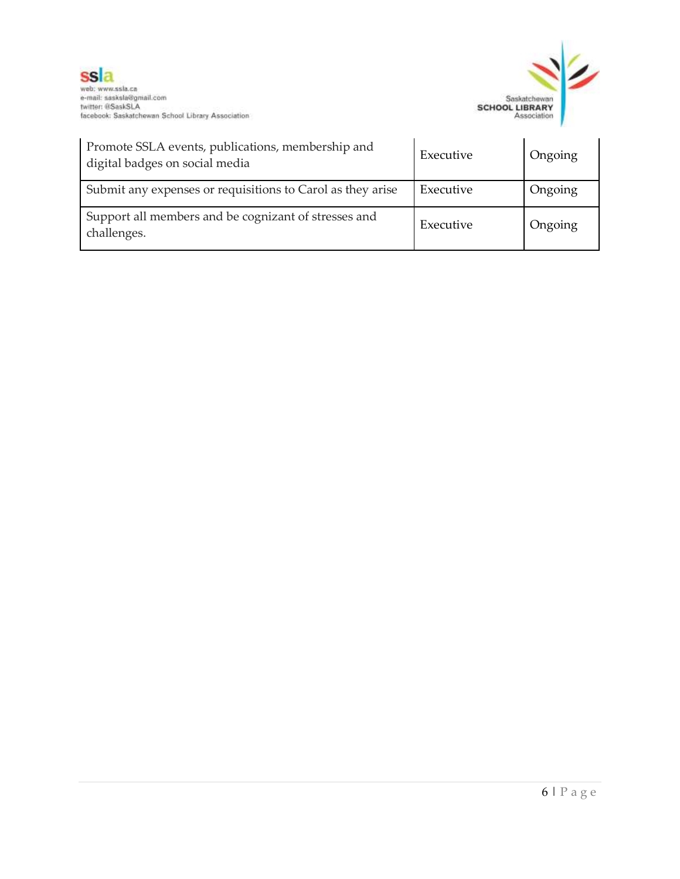| | | |
|---|---|---|
| Promote SSLA events, publications, membership and digital badges on social media | Executive | Ongoing |
| Submit any expenses or requisitions to Carol as they arise | Executive | Ongoing |
| Support all members and be cognizant of stresses and challenges. | Executive | Ongoing |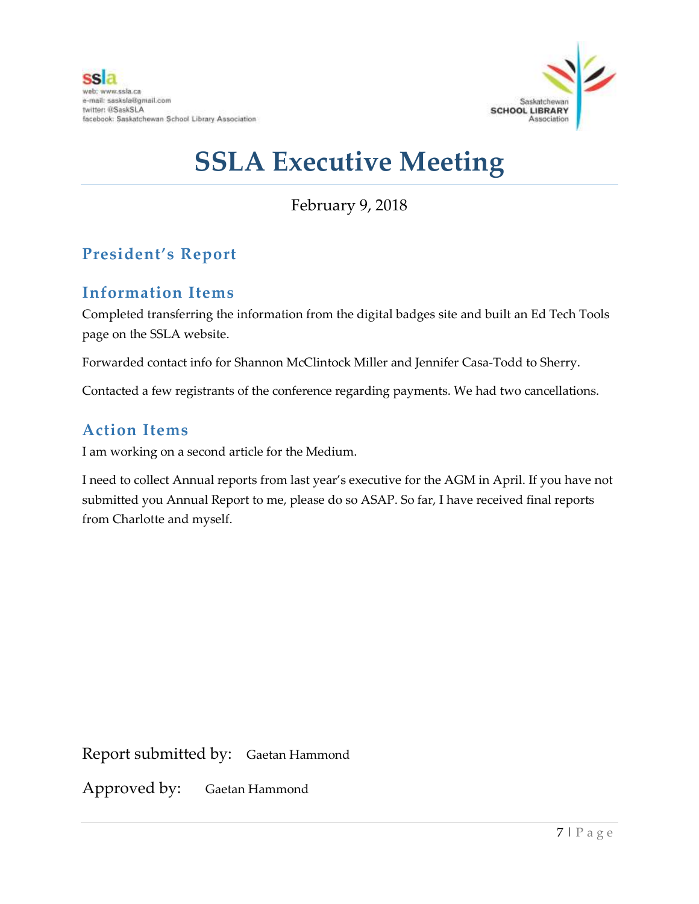ssla
web: www.ssla.ca
e-mail: sasksla@gmail.com
twitter: @SaskSLA
facebook: Saskatchewan School Library Association

# SSLA Executive Meeting

February 9, 2018

## President's Report

### Information Items

Completed transferring the information from the digital badges site and built an Ed Tech Tools page on the SSLA website.

Forwarded contact info for Shannon McClintock Miller and Jennifer Casa-Todd to Sherry.

Contacted a few registrants of the conference regarding payments. We had two cancellations.

### Action Items

I am working on a second article for the Medium.

I need to collect Annual reports from last year's executive for the AGM in April. If you have not submitted you Annual Report to me, please do so ASAP. So far, I have received final reports from Charlotte and myself.

Report submitted by: Gaetan Hammond

Approved by: Gaetan Hammond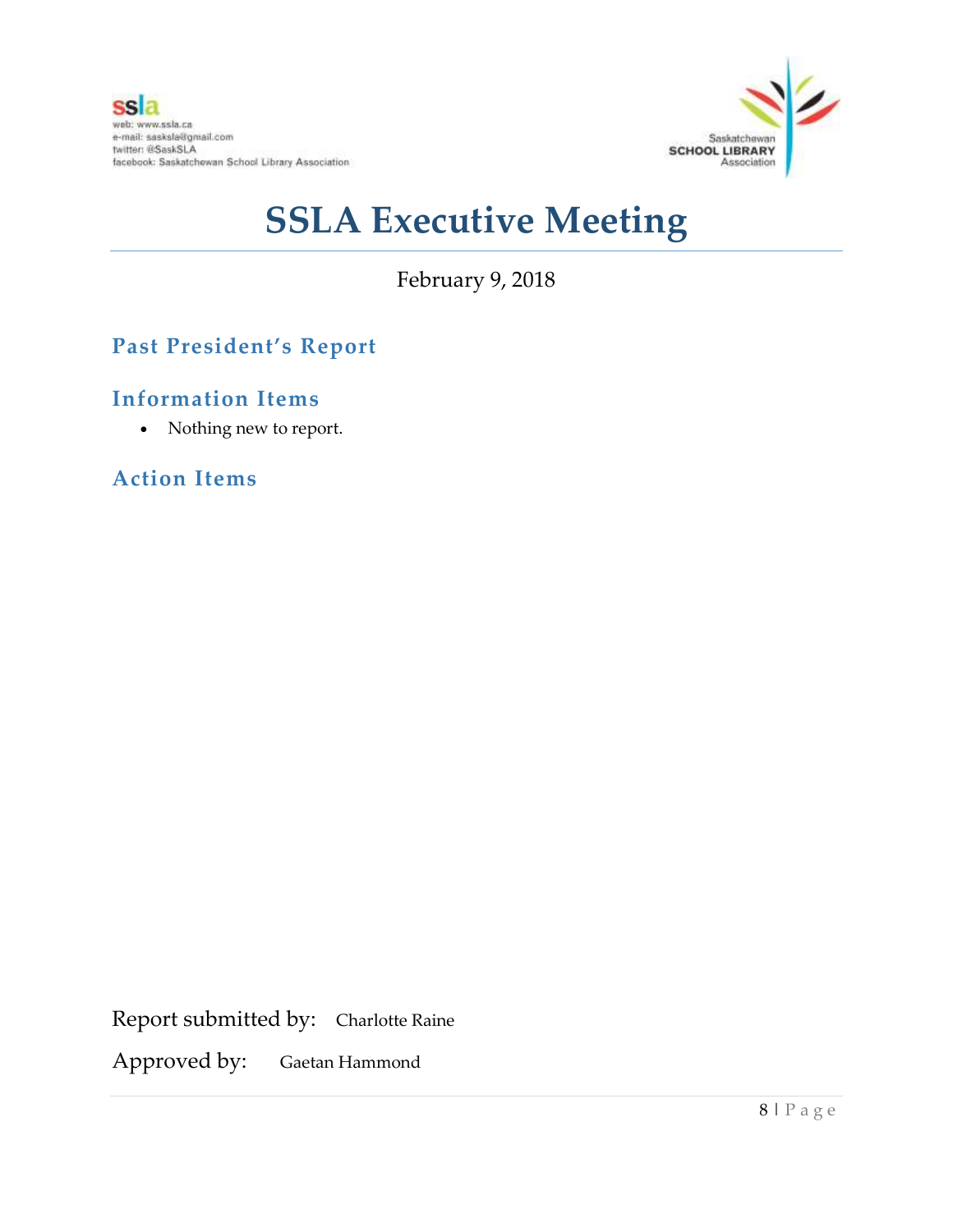ssla
web: www.ssla.ca
e-mail: sasksla@gmail.com
twitter: @SaskSLA
facebook: Saskatchewan School Library Association

Saskatchewan SCHOOL LIBRARY Association

# SSLA Executive Meeting

February 9, 2018

## Past President's Report

### Information Items

- Nothing new to report.

### Action Items

Report submitted by: Charlotte Raine

Approved by: Gaetan Hammond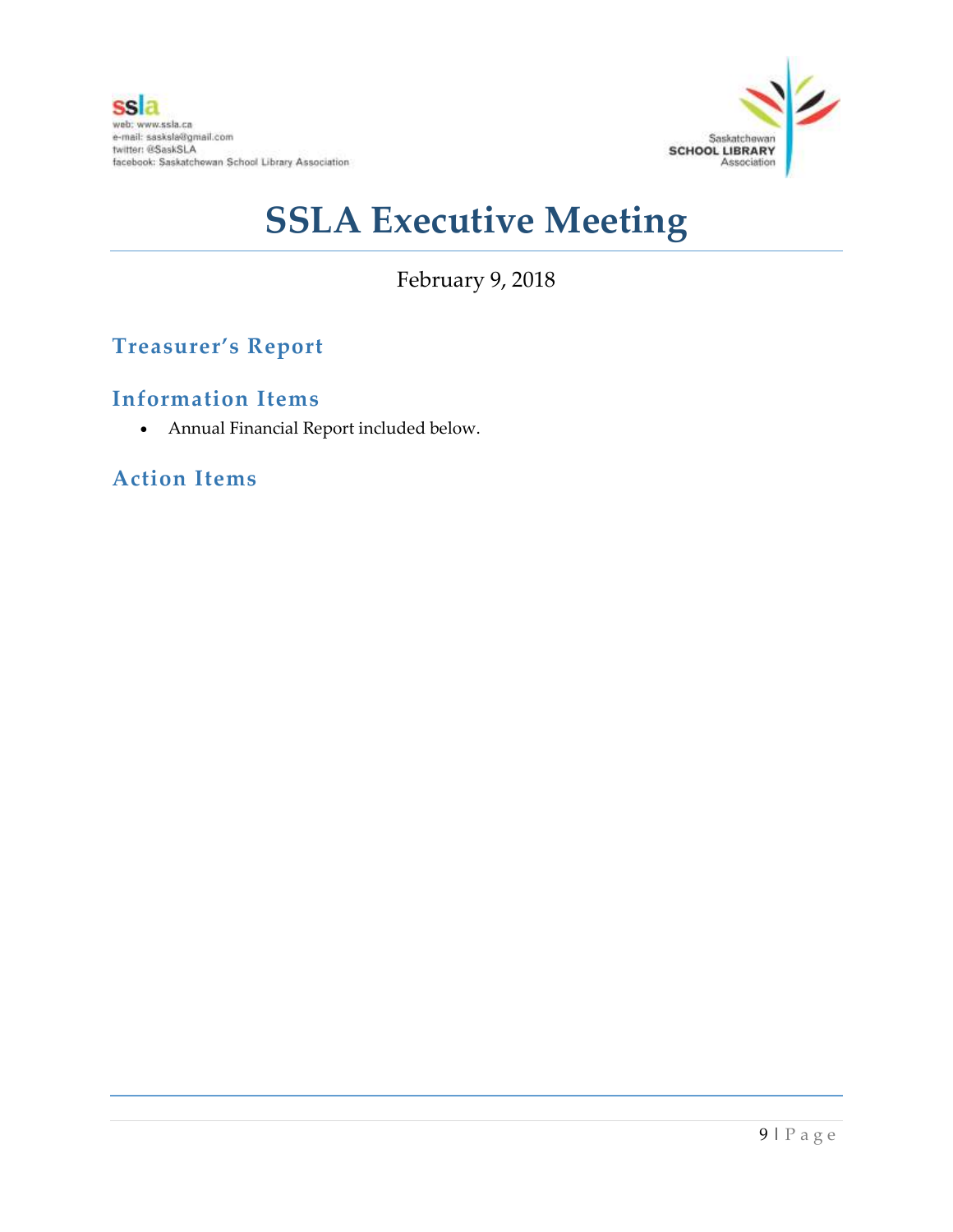# SSLA Executive Meeting

February 9, 2018

## Treasurer's Report

### Information Items

- Annual Financial Report included below.

### Action Items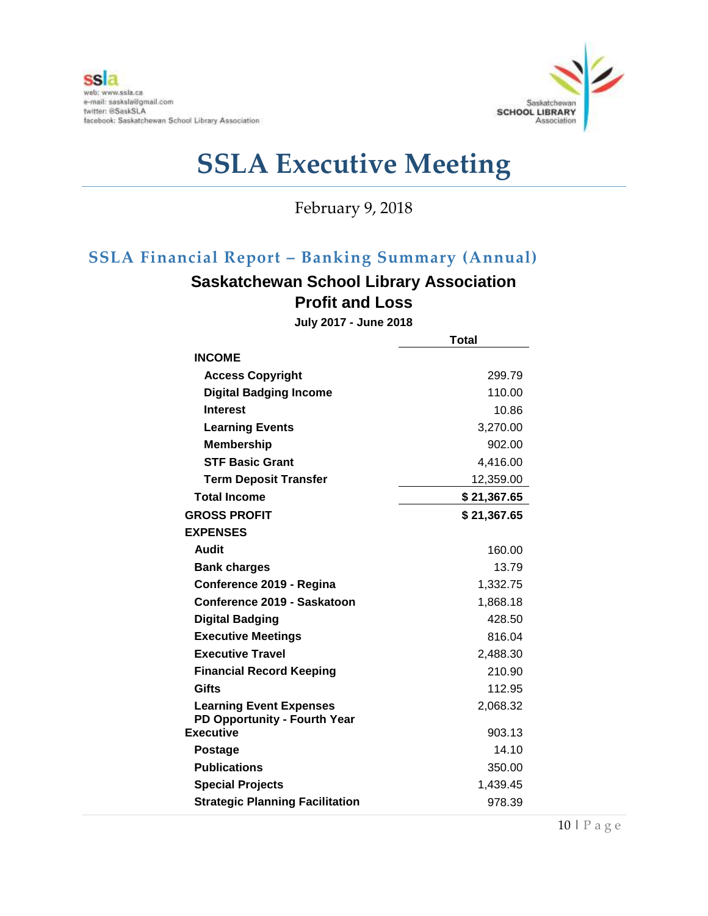# SSLA Executive Meeting

February 9, 2018

## SSLA Financial Report – Banking Summary (Annual)

### Saskatchewan School Library Association
### Profit and Loss
**July 2017 - June 2018**

| | Total |
|---|---|
| **INCOME** | |
| **Access Copyright** | 299.79 |
| **Digital Badging Income** | 110.00 |
| **Interest** | 10.86 |
| **Learning Events** | 3,270.00 |
| **Membership** | 902.00 |
| **STF Basic Grant** | 4,416.00 |
| **Term Deposit Transfer** | 12,359.00 |
| **Total Income** | **$ 21,367.65** |
| **GROSS PROFIT** | **$ 21,367.65** |
| **EXPENSES** | |
| **Audit** | 160.00 |
| **Bank charges** | 13.79 |
| **Conference 2019 - Regina** | 1,332.75 |
| **Conference 2019 - Saskatoon** | 1,868.18 |
| **Digital Badging** | 428.50 |
| **Executive Meetings** | 816.04 |
| **Executive Travel** | 2,488.30 |
| **Financial Record Keeping** | 210.90 |
| **Gifts** | 112.95 |
| **Learning Event Expenses** | 2,068.32 |
| **PD Opportunity - Fourth Year Executive** | 903.13 |
| **Postage** | 14.10 |
| **Publications** | 350.00 |
| **Special Projects** | 1,439.45 |
| **Strategic Planning Facilitation** | 978.39 |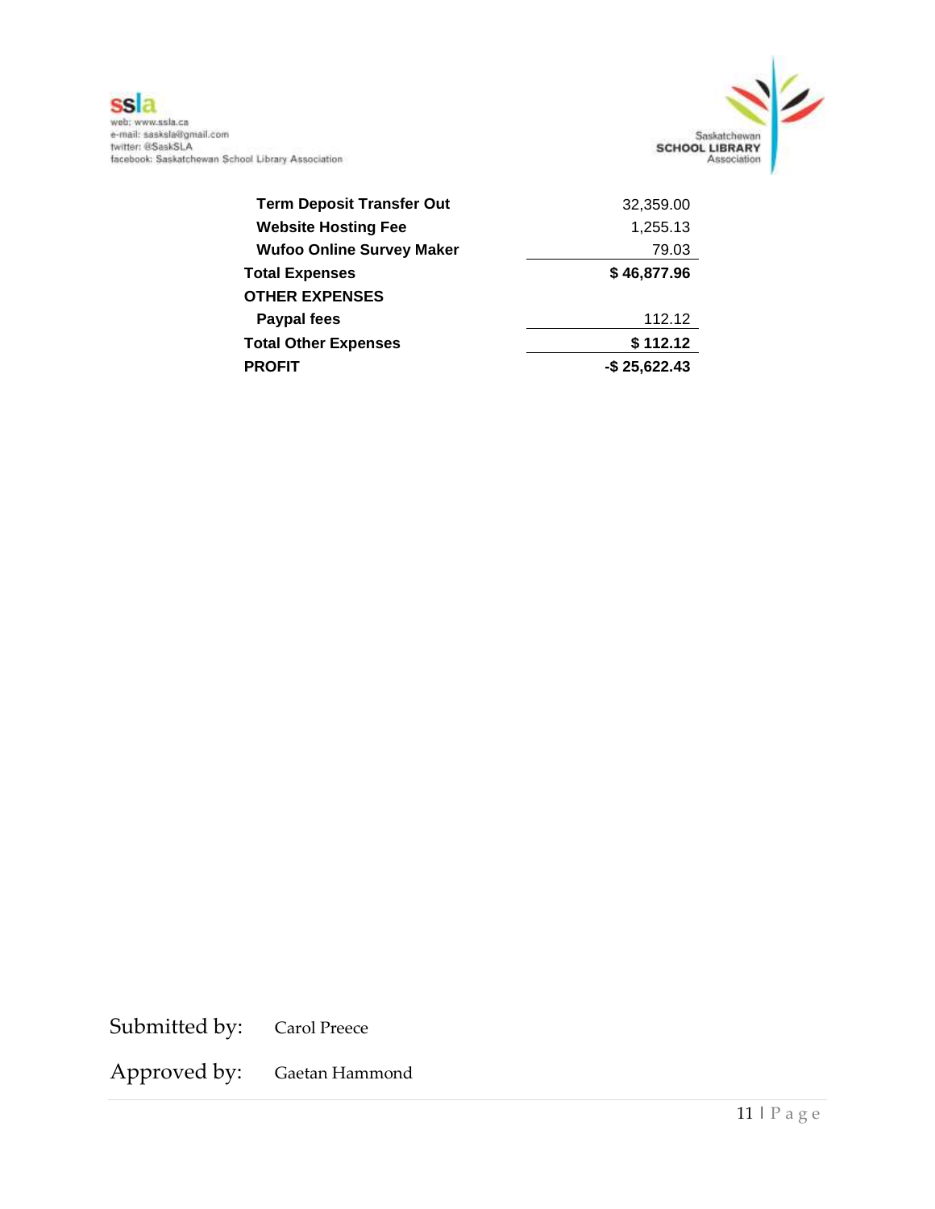| | |
|---|---|
| **Term Deposit Transfer Out** | 32,359.00 |
| **Website Hosting Fee** | 1,255.13 |
| **Wufoo Online Survey Maker** | 79.03 |
| **Total Expenses** | **$ 46,877.96** |
| **OTHER EXPENSES** | |
| **Paypal fees** | 112.12 |
| **Total Other Expenses** | **$ 112.12** |
| **PROFIT** | **-$ 25,622.43** |

Submitted by: Carol Preece

Approved by: Gaetan Hammond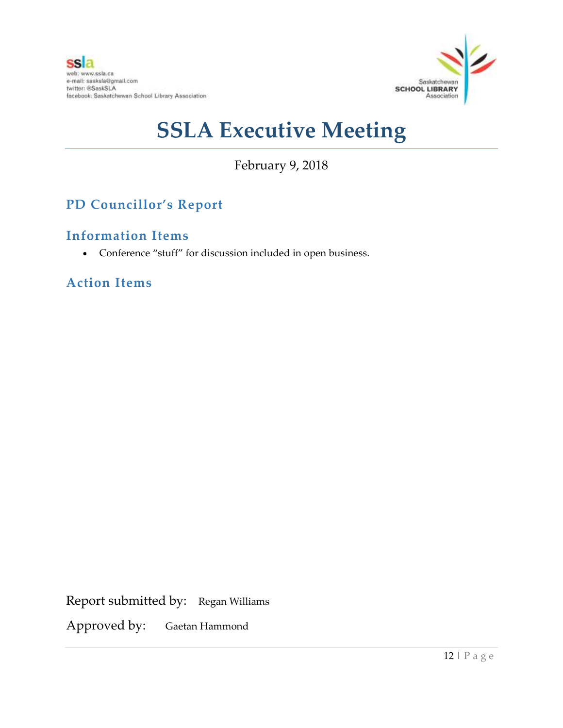# SSLA Executive Meeting

February 9, 2018

## PD Councillor's Report

### Information Items

- Conference "stuff" for discussion included in open business.

### Action Items

Report submitted by: Regan Williams

Approved by: Gaetan Hammond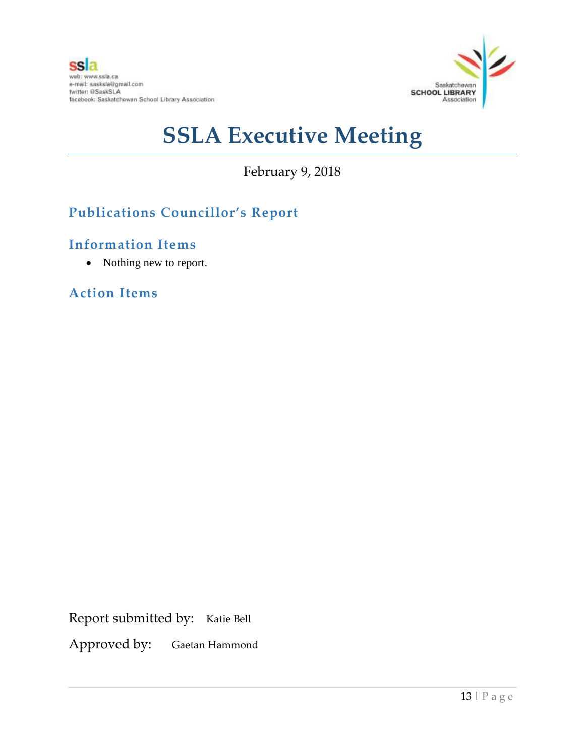ssla
web: www.ssla.ca
e-mail: sasksla@gmail.com
twitter: @SaskSLA
facebook: Saskatchewan School Library Association

Saskatchewan SCHOOL LIBRARY Association

# SSLA Executive Meeting

February 9, 2018

## Publications Councillor's Report

## Information Items

- Nothing new to report.

## Action Items

Report submitted by: Katie Bell

Approved by: Gaetan Hammond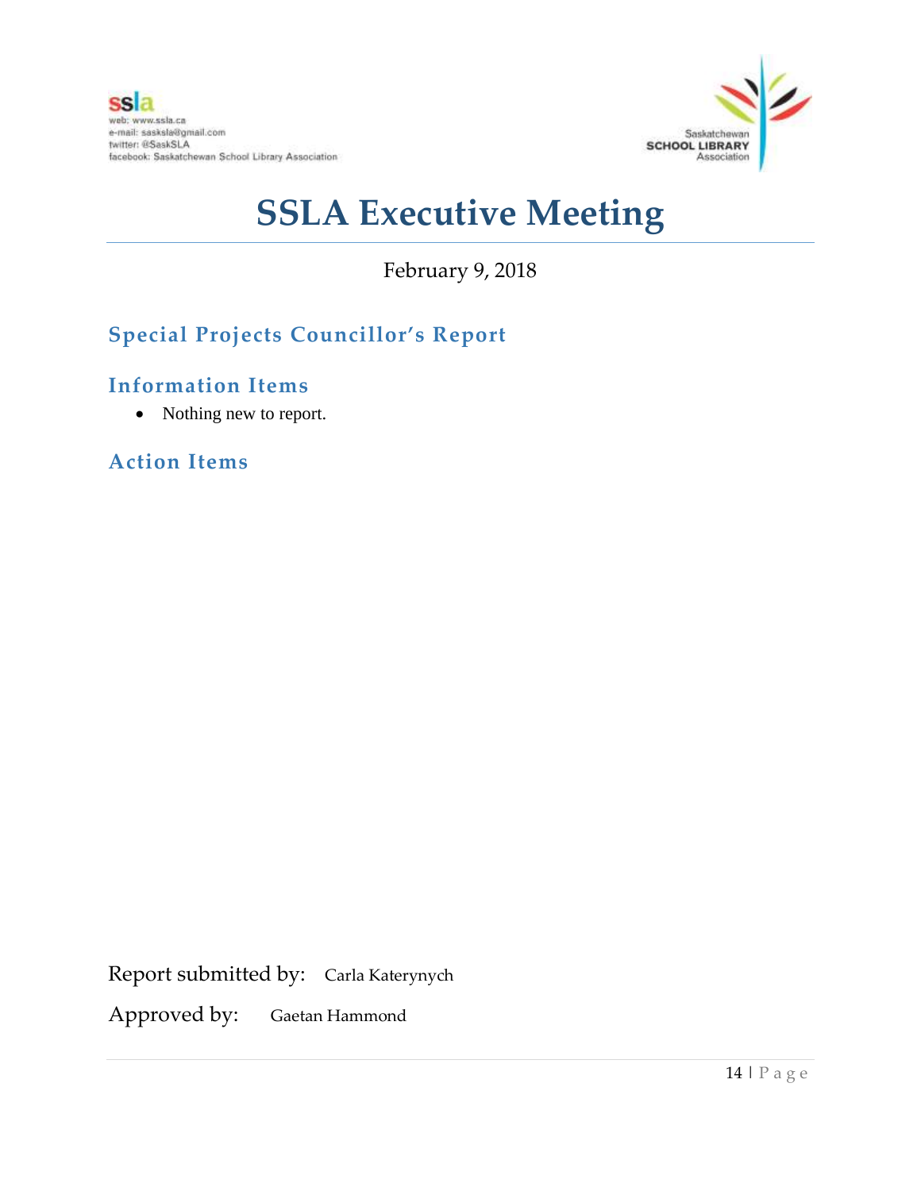ssla
web: www.ssla.ca
e-mail: sasksla@gmail.com
twitter: @SaskSLA
facebook: Saskatchewan School Library Association

Saskatchewan SCHOOL LIBRARY Association

# SSLA Executive Meeting

February 9, 2018

## Special Projects Councillor's Report

### Information Items

- Nothing new to report.

### Action Items

Report submitted by: Carla Katerynych

Approved by: Gaetan Hammond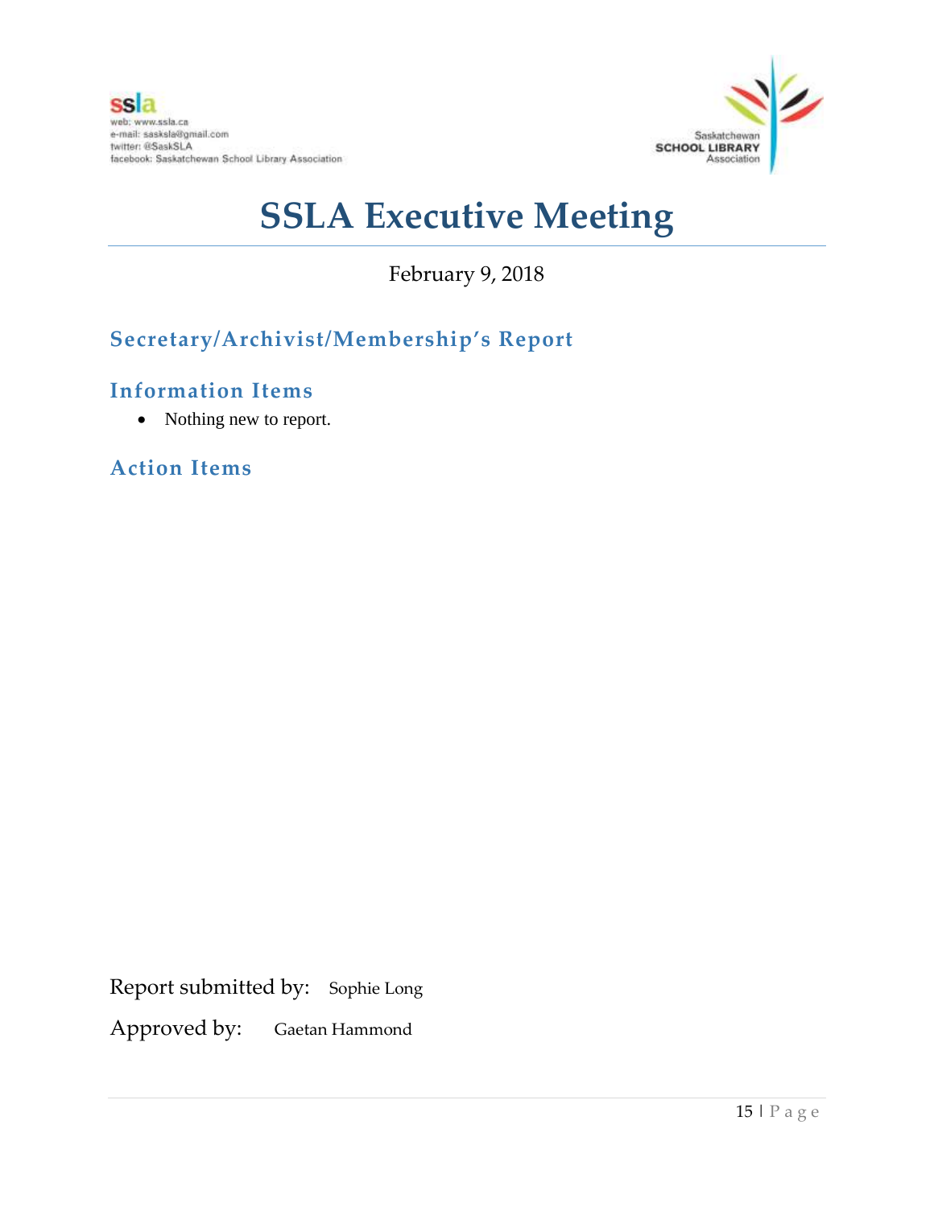ssla
web: www.ssla.ca
e-mail: sasksla@gmail.com
twitter: @SaskSLA
facebook: Saskatchewan School Library Association

Saskatchewan SCHOOL LIBRARY Association

# SSLA Executive Meeting

February 9, 2018

## Secretary/Archivist/Membership's Report

## Information Items

- Nothing new to report.

## Action Items

Report submitted by: Sophie Long

Approved by: Gaetan Hammond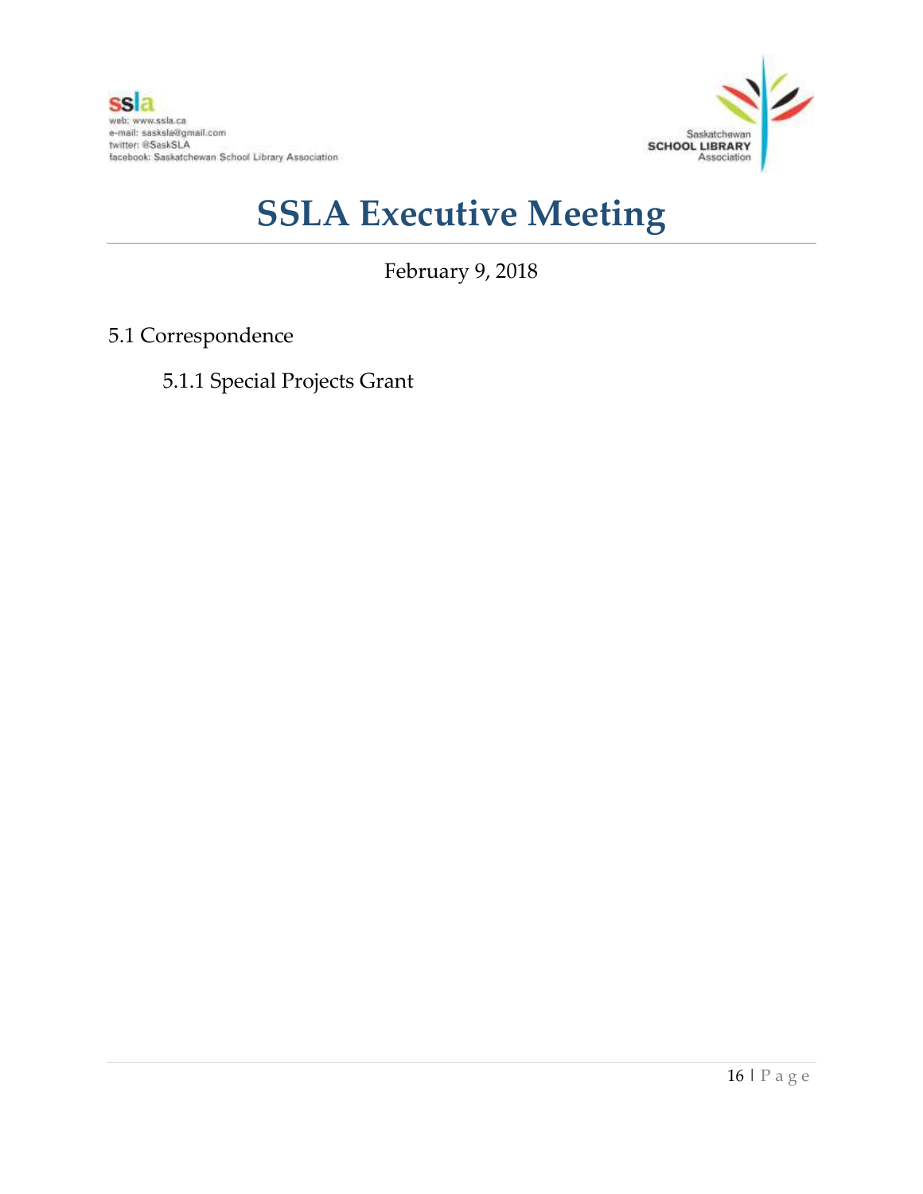# SSLA Executive Meeting

February 9, 2018

5.1 Correspondence

5.1.1 Special Projects Grant